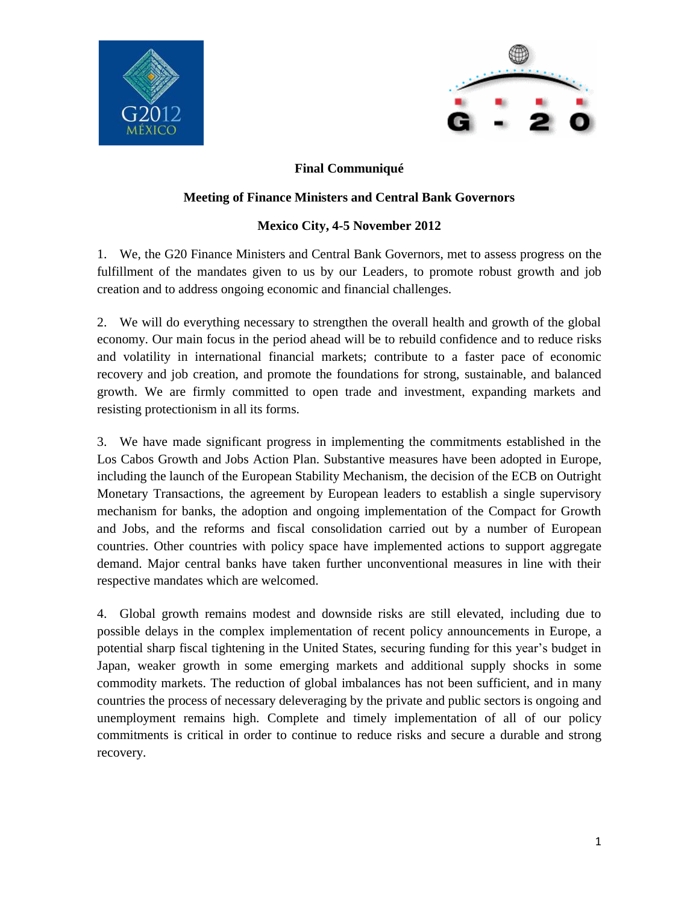**Final Communiqué**

**Meeting of Finance Ministers and Central Bank Governors**

**Mexico City, 4-5 November 2012**

1. We, the G20 Finance Ministers and Central Bank Governors, met to assess progress on the fulfillment of the mandates given to us by our Leaders, to promote robust growth and job creation and to address ongoing economic and financial challenges.

2. We will do everything necessary to strengthen the overall health and growth of the global economy. Our main focus in the period ahead will be to rebuild confidence and to reduce risks and volatility in international financial markets; contribute to a faster pace of economic recovery and job creation, and promote the foundations for strong, sustainable, and balanced growth. We are firmly committed to open trade and investment, expanding markets and resisting protectionism in all its forms.

3. We have made significant progress in implementing the commitments established in the Los Cabos Growth and Jobs Action Plan. Substantive measures have been adopted in Europe, including the launch of the European Stability Mechanism, the decision of the ECB on Outright Monetary Transactions, the agreement by European leaders to establish a single supervisory mechanism for banks, the adoption and ongoing implementation of the Compact for Growth and Jobs, and the reforms and fiscal consolidation carried out by a number of European countries. Other countries with policy space have implemented actions to support aggregate demand. Major central banks have taken further unconventional measures in line with their respective mandates which are welcomed.

4. Global growth remains modest and downside risks are still elevated, including due to possible delays in the complex implementation of recent policy announcements in Europe, a potential sharp fiscal tightening in the United States, securing funding for this year's budget in Japan, weaker growth in some emerging markets and additional supply shocks in some commodity markets. The reduction of global imbalances has not been sufficient, and in many countries the process of necessary deleveraging by the private and public sectors is ongoing and unemployment remains high. Complete and timely implementation of all of our policy commitments is critical in order to continue to reduce risks and secure a durable and strong recovery.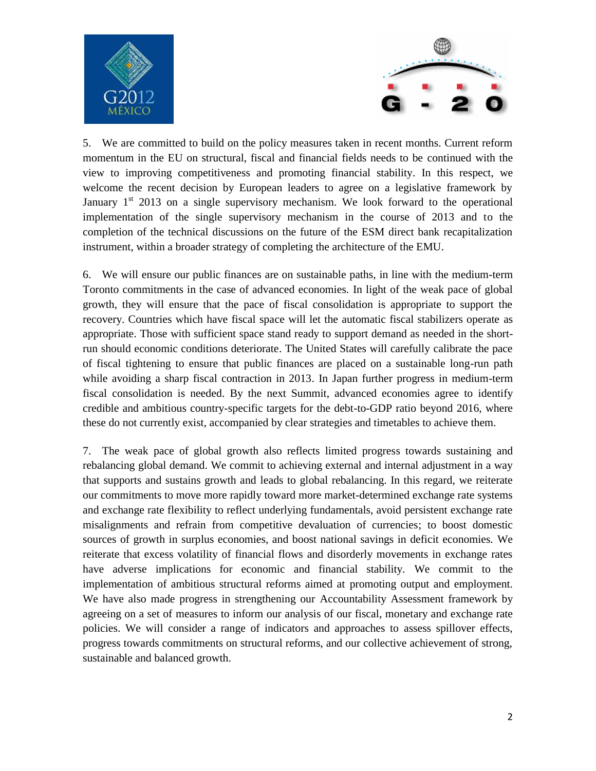5. We are committed to build on the policy measures taken in recent months. Current reform momentum in the EU on structural, fiscal and financial fields needs to be continued with the view to improving competitiveness and promoting financial stability. In this respect, we welcome the recent decision by European leaders to agree on a legislative framework by January 1st 2013 on a single supervisory mechanism. We look forward to the operational implementation of the single supervisory mechanism in the course of 2013 and to the completion of the technical discussions on the future of the ESM direct bank recapitalization instrument, within a broader strategy of completing the architecture of the EMU.

6. We will ensure our public finances are on sustainable paths, in line with the medium-term Toronto commitments in the case of advanced economies. In light of the weak pace of global growth, they will ensure that the pace of fiscal consolidation is appropriate to support the recovery. Countries which have fiscal space will let the automatic fiscal stabilizers operate as appropriate. Those with sufficient space stand ready to support demand as needed in the short-run should economic conditions deteriorate. The United States will carefully calibrate the pace of fiscal tightening to ensure that public finances are placed on a sustainable long-run path while avoiding a sharp fiscal contraction in 2013. In Japan further progress in medium-term fiscal consolidation is needed. By the next Summit, advanced economies agree to identify credible and ambitious country-specific targets for the debt-to-GDP ratio beyond 2016, where these do not currently exist, accompanied by clear strategies and timetables to achieve them.

7. The weak pace of global growth also reflects limited progress towards sustaining and rebalancing global demand. We commit to achieving external and internal adjustment in a way that supports and sustains growth and leads to global rebalancing. In this regard, we reiterate our commitments to move more rapidly toward more market-determined exchange rate systems and exchange rate flexibility to reflect underlying fundamentals, avoid persistent exchange rate misalignments and refrain from competitive devaluation of currencies; to boost domestic sources of growth in surplus economies, and boost national savings in deficit economies. We reiterate that excess volatility of financial flows and disorderly movements in exchange rates have adverse implications for economic and financial stability. We commit to the implementation of ambitious structural reforms aimed at promoting output and employment. We have also made progress in strengthening our Accountability Assessment framework by agreeing on a set of measures to inform our analysis of our fiscal, monetary and exchange rate policies. We will consider a range of indicators and approaches to assess spillover effects, progress towards commitments on structural reforms, and our collective achievement of strong, sustainable and balanced growth.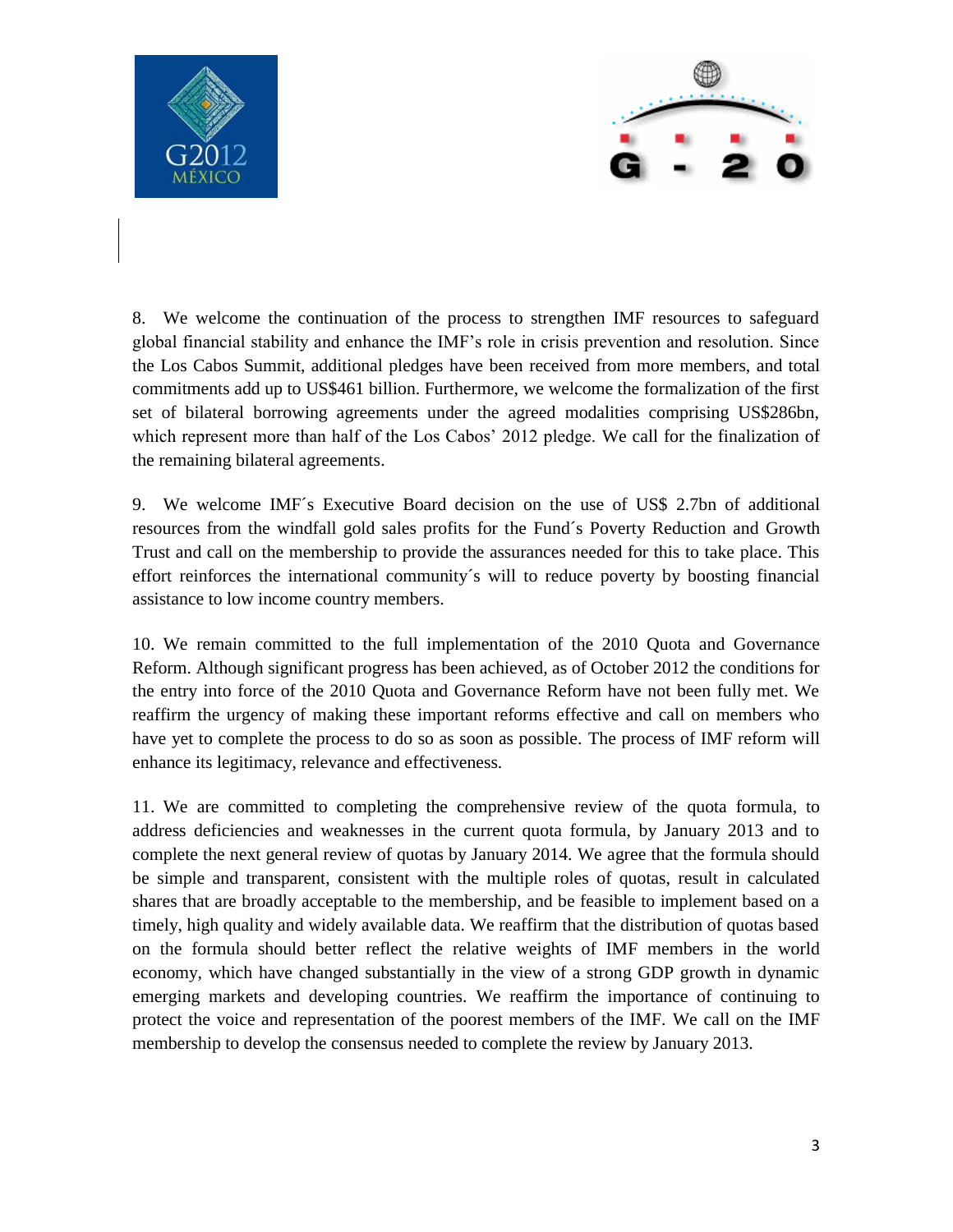8. We welcome the continuation of the process to strengthen IMF resources to safeguard global financial stability and enhance the IMF's role in crisis prevention and resolution. Since the Los Cabos Summit, additional pledges have been received from more members, and total commitments add up to US$461 billion. Furthermore, we welcome the formalization of the first set of bilateral borrowing agreements under the agreed modalities comprising US$286bn, which represent more than half of the Los Cabos' 2012 pledge. We call for the finalization of the remaining bilateral agreements.

9. We welcome IMF´s Executive Board decision on the use of US$ 2.7bn of additional resources from the windfall gold sales profits for the Fund´s Poverty Reduction and Growth Trust and call on the membership to provide the assurances needed for this to take place. This effort reinforces the international community´s will to reduce poverty by boosting financial assistance to low income country members.

10. We remain committed to the full implementation of the 2010 Quota and Governance Reform. Although significant progress has been achieved, as of October 2012 the conditions for the entry into force of the 2010 Quota and Governance Reform have not been fully met. We reaffirm the urgency of making these important reforms effective and call on members who have yet to complete the process to do so as soon as possible. The process of IMF reform will enhance its legitimacy, relevance and effectiveness.

11. We are committed to completing the comprehensive review of the quota formula, to address deficiencies and weaknesses in the current quota formula, by January 2013 and to complete the next general review of quotas by January 2014. We agree that the formula should be simple and transparent, consistent with the multiple roles of quotas, result in calculated shares that are broadly acceptable to the membership, and be feasible to implement based on a timely, high quality and widely available data. We reaffirm that the distribution of quotas based on the formula should better reflect the relative weights of IMF members in the world economy, which have changed substantially in the view of a strong GDP growth in dynamic emerging markets and developing countries. We reaffirm the importance of continuing to protect the voice and representation of the poorest members of the IMF. We call on the IMF membership to develop the consensus needed to complete the review by January 2013.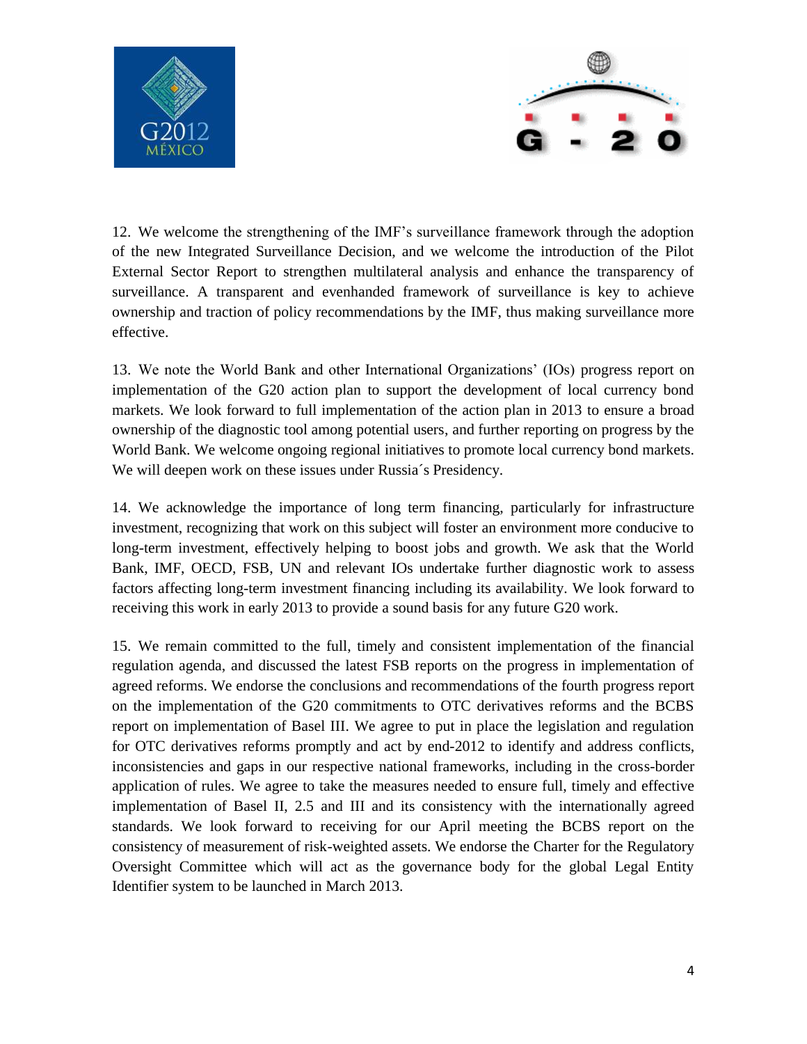12. We welcome the strengthening of the IMF's surveillance framework through the adoption of the new Integrated Surveillance Decision, and we welcome the introduction of the Pilot External Sector Report to strengthen multilateral analysis and enhance the transparency of surveillance. A transparent and evenhanded framework of surveillance is key to achieve ownership and traction of policy recommendations by the IMF, thus making surveillance more effective.

13. We note the World Bank and other International Organizations' (IOs) progress report on implementation of the G20 action plan to support the development of local currency bond markets. We look forward to full implementation of the action plan in 2013 to ensure a broad ownership of the diagnostic tool among potential users, and further reporting on progress by the World Bank. We welcome ongoing regional initiatives to promote local currency bond markets. We will deepen work on these issues under Russia´s Presidency.

14. We acknowledge the importance of long term financing, particularly for infrastructure investment, recognizing that work on this subject will foster an environment more conducive to long-term investment, effectively helping to boost jobs and growth. We ask that the World Bank, IMF, OECD, FSB, UN and relevant IOs undertake further diagnostic work to assess factors affecting long-term investment financing including its availability. We look forward to receiving this work in early 2013 to provide a sound basis for any future G20 work.

15. We remain committed to the full, timely and consistent implementation of the financial regulation agenda, and discussed the latest FSB reports on the progress in implementation of agreed reforms. We endorse the conclusions and recommendations of the fourth progress report on the implementation of the G20 commitments to OTC derivatives reforms and the BCBS report on implementation of Basel III. We agree to put in place the legislation and regulation for OTC derivatives reforms promptly and act by end-2012 to identify and address conflicts, inconsistencies and gaps in our respective national frameworks, including in the cross-border application of rules. We agree to take the measures needed to ensure full, timely and effective implementation of Basel II, 2.5 and III and its consistency with the internationally agreed standards. We look forward to receiving for our April meeting the BCBS report on the consistency of measurement of risk-weighted assets. We endorse the Charter for the Regulatory Oversight Committee which will act as the governance body for the global Legal Entity Identifier system to be launched in March 2013.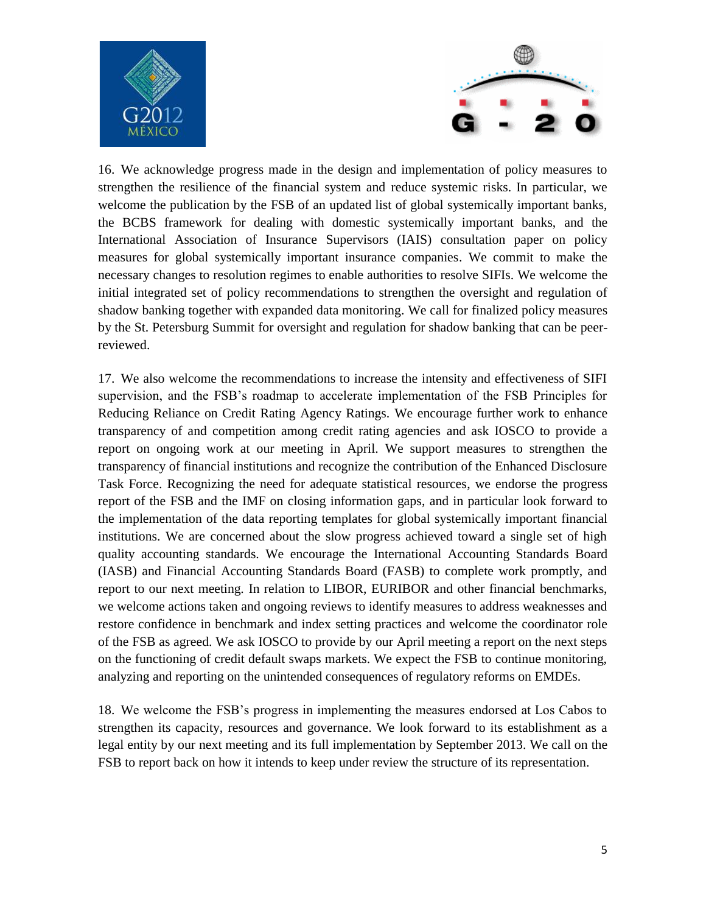16. We acknowledge progress made in the design and implementation of policy measures to strengthen the resilience of the financial system and reduce systemic risks. In particular, we welcome the publication by the FSB of an updated list of global systemically important banks, the BCBS framework for dealing with domestic systemically important banks, and the International Association of Insurance Supervisors (IAIS) consultation paper on policy measures for global systemically important insurance companies. We commit to make the necessary changes to resolution regimes to enable authorities to resolve SIFIs. We welcome the initial integrated set of policy recommendations to strengthen the oversight and regulation of shadow banking together with expanded data monitoring. We call for finalized policy measures by the St. Petersburg Summit for oversight and regulation for shadow banking that can be peer-reviewed.

17. We also welcome the recommendations to increase the intensity and effectiveness of SIFI supervision, and the FSB's roadmap to accelerate implementation of the FSB Principles for Reducing Reliance on Credit Rating Agency Ratings. We encourage further work to enhance transparency of and competition among credit rating agencies and ask IOSCO to provide a report on ongoing work at our meeting in April. We support measures to strengthen the transparency of financial institutions and recognize the contribution of the Enhanced Disclosure Task Force. Recognizing the need for adequate statistical resources, we endorse the progress report of the FSB and the IMF on closing information gaps, and in particular look forward to the implementation of the data reporting templates for global systemically important financial institutions. We are concerned about the slow progress achieved toward a single set of high quality accounting standards. We encourage the International Accounting Standards Board (IASB) and Financial Accounting Standards Board (FASB) to complete work promptly, and report to our next meeting. In relation to LIBOR, EURIBOR and other financial benchmarks, we welcome actions taken and ongoing reviews to identify measures to address weaknesses and restore confidence in benchmark and index setting practices and welcome the coordinator role of the FSB as agreed. We ask IOSCO to provide by our April meeting a report on the next steps on the functioning of credit default swaps markets. We expect the FSB to continue monitoring, analyzing and reporting on the unintended consequences of regulatory reforms on EMDEs.

18. We welcome the FSB's progress in implementing the measures endorsed at Los Cabos to strengthen its capacity, resources and governance. We look forward to its establishment as a legal entity by our next meeting and its full implementation by September 2013. We call on the FSB to report back on how it intends to keep under review the structure of its representation.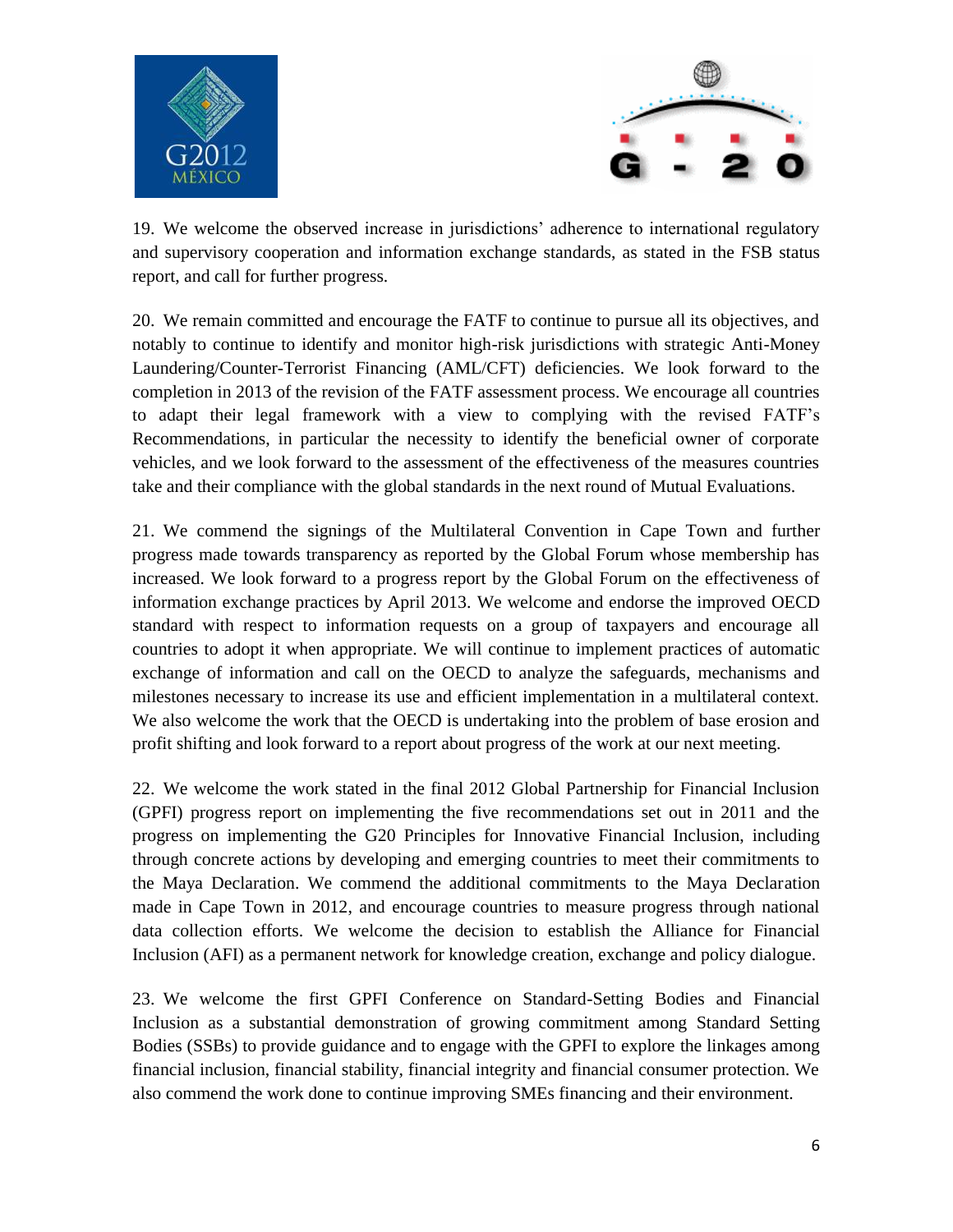19. We welcome the observed increase in jurisdictions' adherence to international regulatory and supervisory cooperation and information exchange standards, as stated in the FSB status report, and call for further progress.

20. We remain committed and encourage the FATF to continue to pursue all its objectives, and notably to continue to identify and monitor high-risk jurisdictions with strategic Anti-Money Laundering/Counter-Terrorist Financing (AML/CFT) deficiencies. We look forward to the completion in 2013 of the revision of the FATF assessment process. We encourage all countries to adapt their legal framework with a view to complying with the revised FATF's Recommendations, in particular the necessity to identify the beneficial owner of corporate vehicles, and we look forward to the assessment of the effectiveness of the measures countries take and their compliance with the global standards in the next round of Mutual Evaluations.

21. We commend the signings of the Multilateral Convention in Cape Town and further progress made towards transparency as reported by the Global Forum whose membership has increased. We look forward to a progress report by the Global Forum on the effectiveness of information exchange practices by April 2013. We welcome and endorse the improved OECD standard with respect to information requests on a group of taxpayers and encourage all countries to adopt it when appropriate. We will continue to implement practices of automatic exchange of information and call on the OECD to analyze the safeguards, mechanisms and milestones necessary to increase its use and efficient implementation in a multilateral context. We also welcome the work that the OECD is undertaking into the problem of base erosion and profit shifting and look forward to a report about progress of the work at our next meeting.

22. We welcome the work stated in the final 2012 Global Partnership for Financial Inclusion (GPFI) progress report on implementing the five recommendations set out in 2011 and the progress on implementing the G20 Principles for Innovative Financial Inclusion, including through concrete actions by developing and emerging countries to meet their commitments to the Maya Declaration. We commend the additional commitments to the Maya Declaration made in Cape Town in 2012, and encourage countries to measure progress through national data collection efforts. We welcome the decision to establish the Alliance for Financial Inclusion (AFI) as a permanent network for knowledge creation, exchange and policy dialogue.

23. We welcome the first GPFI Conference on Standard-Setting Bodies and Financial Inclusion as a substantial demonstration of growing commitment among Standard Setting Bodies (SSBs) to provide guidance and to engage with the GPFI to explore the linkages among financial inclusion, financial stability, financial integrity and financial consumer protection. We also commend the work done to continue improving SMEs financing and their environment.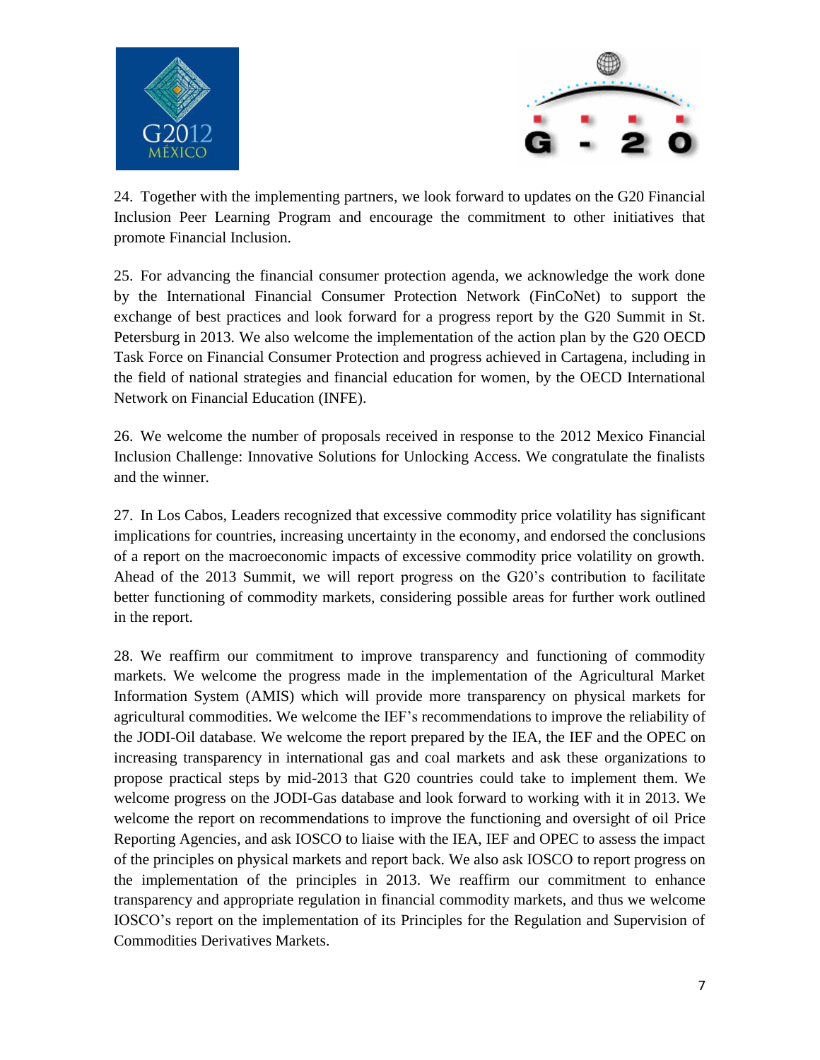24. Together with the implementing partners, we look forward to updates on the G20 Financial Inclusion Peer Learning Program and encourage the commitment to other initiatives that promote Financial Inclusion.

25. For advancing the financial consumer protection agenda, we acknowledge the work done by the International Financial Consumer Protection Network (FinCoNet) to support the exchange of best practices and look forward for a progress report by the G20 Summit in St. Petersburg in 2013. We also welcome the implementation of the action plan by the G20 OECD Task Force on Financial Consumer Protection and progress achieved in Cartagena, including in the field of national strategies and financial education for women, by the OECD International Network on Financial Education (INFE).

26. We welcome the number of proposals received in response to the 2012 Mexico Financial Inclusion Challenge: Innovative Solutions for Unlocking Access. We congratulate the finalists and the winner.

27. In Los Cabos, Leaders recognized that excessive commodity price volatility has significant implications for countries, increasing uncertainty in the economy, and endorsed the conclusions of a report on the macroeconomic impacts of excessive commodity price volatility on growth. Ahead of the 2013 Summit, we will report progress on the G20's contribution to facilitate better functioning of commodity markets, considering possible areas for further work outlined in the report.

28. We reaffirm our commitment to improve transparency and functioning of commodity markets. We welcome the progress made in the implementation of the Agricultural Market Information System (AMIS) which will provide more transparency on physical markets for agricultural commodities. We welcome the IEF's recommendations to improve the reliability of the JODI-Oil database. We welcome the report prepared by the IEA, the IEF and the OPEC on increasing transparency in international gas and coal markets and ask these organizations to propose practical steps by mid-2013 that G20 countries could take to implement them. We welcome progress on the JODI-Gas database and look forward to working with it in 2013. We welcome the report on recommendations to improve the functioning and oversight of oil Price Reporting Agencies, and ask IOSCO to liaise with the IEA, IEF and OPEC to assess the impact of the principles on physical markets and report back. We also ask IOSCO to report progress on the implementation of the principles in 2013. We reaffirm our commitment to enhance transparency and appropriate regulation in financial commodity markets, and thus we welcome IOSCO's report on the implementation of its Principles for the Regulation and Supervision of Commodities Derivatives Markets.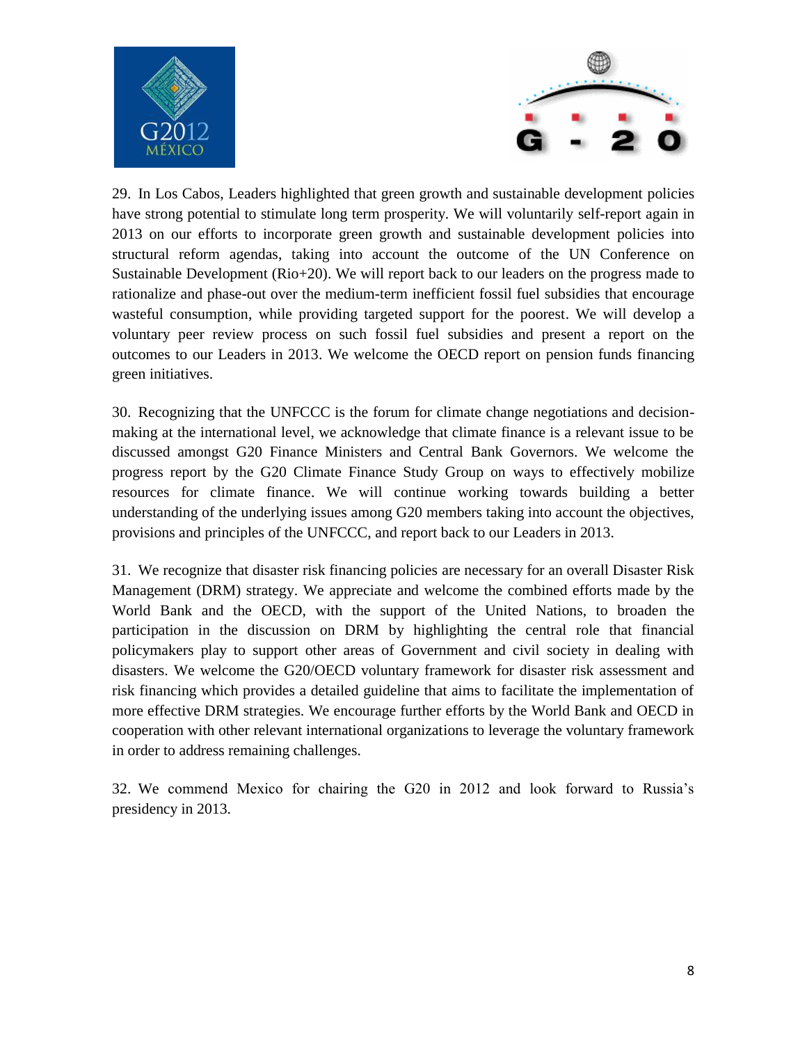29. In Los Cabos, Leaders highlighted that green growth and sustainable development policies have strong potential to stimulate long term prosperity. We will voluntarily self-report again in 2013 on our efforts to incorporate green growth and sustainable development policies into structural reform agendas, taking into account the outcome of the UN Conference on Sustainable Development (Rio+20). We will report back to our leaders on the progress made to rationalize and phase-out over the medium-term inefficient fossil fuel subsidies that encourage wasteful consumption, while providing targeted support for the poorest. We will develop a voluntary peer review process on such fossil fuel subsidies and present a report on the outcomes to our Leaders in 2013. We welcome the OECD report on pension funds financing green initiatives.

30. Recognizing that the UNFCCC is the forum for climate change negotiations and decision-making at the international level, we acknowledge that climate finance is a relevant issue to be discussed amongst G20 Finance Ministers and Central Bank Governors. We welcome the progress report by the G20 Climate Finance Study Group on ways to effectively mobilize resources for climate finance. We will continue working towards building a better understanding of the underlying issues among G20 members taking into account the objectives, provisions and principles of the UNFCCC, and report back to our Leaders in 2013.

31. We recognize that disaster risk financing policies are necessary for an overall Disaster Risk Management (DRM) strategy. We appreciate and welcome the combined efforts made by the World Bank and the OECD, with the support of the United Nations, to broaden the participation in the discussion on DRM by highlighting the central role that financial policymakers play to support other areas of Government and civil society in dealing with disasters. We welcome the G20/OECD voluntary framework for disaster risk assessment and risk financing which provides a detailed guideline that aims to facilitate the implementation of more effective DRM strategies. We encourage further efforts by the World Bank and OECD in cooperation with other relevant international organizations to leverage the voluntary framework in order to address remaining challenges.

32. We commend Mexico for chairing the G20 in 2012 and look forward to Russia's presidency in 2013.